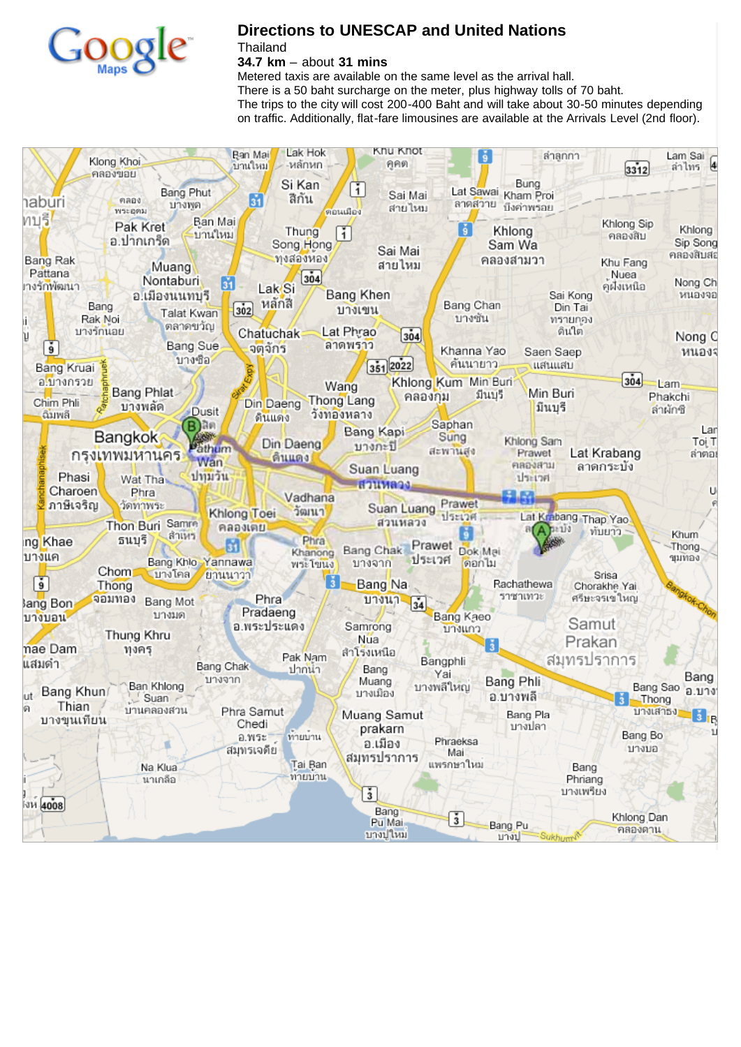# Directions to UNESCAP and United Nations

Thailand

**34.7 km** – about **31 mins**

Metered taxis are available on the same level as the arrival hall.

There is a 50 baht surcharge on the meter, plus highway tolls of 70 baht.

The trips to the city will cost 200-400 Baht and will take about 30-50 minutes depending on traffic. Additionally, flat-fare limousines are available at the Arrivals Level (2nd floor).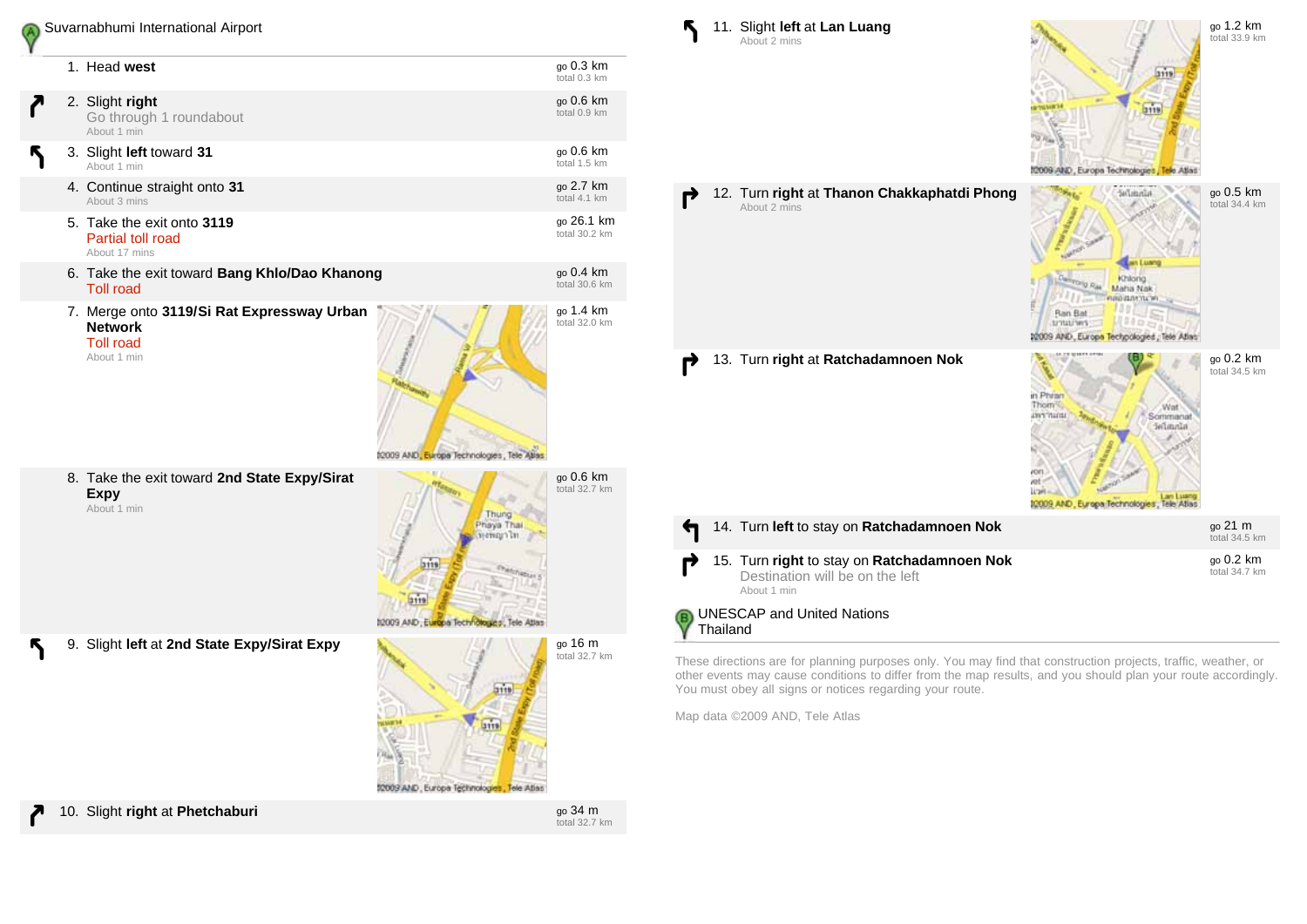Suvarnabhumi International Airport

1. Head **west** — go 0.3 km, total 0.3 km
2. Slight **right** — go 0.6 km, total 0.9 km
   Go through 1 roundabout
   About 1 min
3. Slight **left** toward **31** — go 0.6 km, total 1.5 km
   About 1 min
4. Continue straight onto **31** — go 2.7 km, total 4.1 km
   About 3 mins
5. Take the exit onto **3119** — go 26.1 km, total 30.2 km
   Partial toll road
   About 17 mins
6. Take the exit toward **Bang Khlo/Dao Khanong** — go 0.4 km, total 30.6 km
   Toll road
7. Merge onto **3119/Si Rat Expressway Urban Network** — go 1.4 km, total 32.0 km
   Toll road
   About 1 min
8. Take the exit toward **2nd State Expy/Sirat Expy** — go 0.6 km, total 32.7 km
   About 1 min
9. Slight **left** at **2nd State Expy/Sirat Expy** — go 16 m, total 32.7 km
10. Slight **right** at **Phetchaburi** — go 34 m, total 32.7 km
11. Slight **left** at **Lan Luang** — go 1.2 km, total 33.9 km
    About 2 mins
12. Turn **right** at **Thanon Chakkaphatdi Phong** — go 0.5 km, total 34.4 km
    About 2 mins
13. Turn **right** at **Ratchadamnoen Nok** — go 0.2 km, total 34.5 km
14. Turn **left** to stay on **Ratchadamnoen Nok** — go 21 m, total 34.5 km
15. Turn **right** to stay on **Ratchadamnoen Nok** — go 0.2 km, total 34.7 km
    Destination will be on the left
    About 1 min

UNESCAP and United Nations Thailand

These directions are for planning purposes only. You may find that construction projects, traffic, weather, or other events may cause conditions to differ from the map results, and you should plan your route accordingly. You must obey all signs or notices regarding your route.

Map data ©2009 AND, Tele Atlas